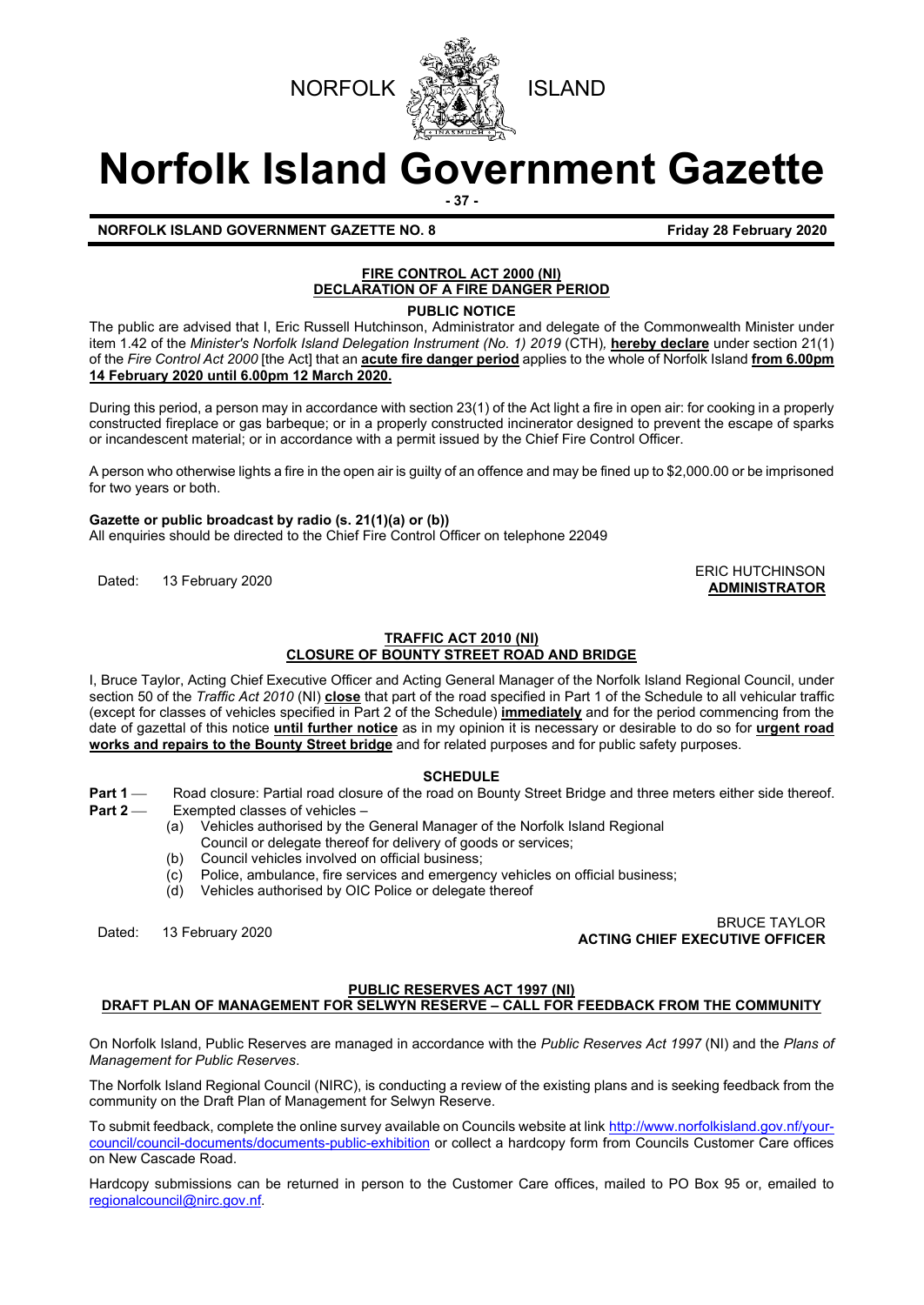NORFOLK ISLAND

# Norfolk Island Government Gazette

**NORFOLK ISLAND GOVERNMENT GAZETTE NO. 8** **Friday 28 February 2020**

## FIRE CONTROL ACT 2000 (NI)
## DECLARATION OF A FIRE DANGER PERIOD

**PUBLIC NOTICE**

The public are advised that I, Eric Russell Hutchinson, Administrator and delegate of the Commonwealth Minister under item 1.42 of the *Minister's Norfolk Island Delegation Instrument (No. 1) 2019* (CTH), **hereby declare** under section 21(1) of the *Fire Control Act 2000* [the Act] that an **acute fire danger period** applies to the whole of Norfolk Island **from 6.00pm 14 February 2020 until 6.00pm 12 March 2020.**

During this period, a person may in accordance with section 23(1) of the Act light a fire in open air: for cooking in a properly constructed fireplace or gas barbeque; or in a properly constructed incinerator designed to prevent the escape of sparks or incandescent material; or in accordance with a permit issued by the Chief Fire Control Officer.

A person who otherwise lights a fire in the open air is guilty of an offence and may be fined up to $2,000.00 or be imprisoned for two years or both.

**Gazette or public broadcast by radio (s. 21(1)(a) or (b))**
All enquiries should be directed to the Chief Fire Control Officer on telephone 22049

Dated: 13 February 2020

ERIC HUTCHINSON
**ADMINISTRATOR**

## TRAFFIC ACT 2010 (NI)
## CLOSURE OF BOUNTY STREET ROAD AND BRIDGE

I, Bruce Taylor, Acting Chief Executive Officer and Acting General Manager of the Norfolk Island Regional Council, under section 50 of the *Traffic Act 2010* (NI) **close** that part of the road specified in Part 1 of the Schedule to all vehicular traffic (except for classes of vehicles specified in Part 2 of the Schedule) **immediately** and for the period commencing from the date of gazettal of this notice **until further notice** as in my opinion it is necessary or desirable to do so for **urgent road works and repairs to the Bounty Street bridge** and for related purposes and for public safety purposes.

**SCHEDULE**

**Part 1** — Road closure: Partial road closure of the road on Bounty Street Bridge and three meters either side thereof.

**Part 2** — Exempted classes of vehicles –

(a) Vehicles authorised by the General Manager of the Norfolk Island Regional Council or delegate thereof for delivery of goods or services;
(b) Council vehicles involved on official business;
(c) Police, ambulance, fire services and emergency vehicles on official business;
(d) Vehicles authorised by OIC Police or delegate thereof

Dated: 13 February 2020

BRUCE TAYLOR
**ACTING CHIEF EXECUTIVE OFFICER**

## PUBLIC RESERVES ACT 1997 (NI)
## DRAFT PLAN OF MANAGEMENT FOR SELWYN RESERVE – CALL FOR FEEDBACK FROM THE COMMUNITY

On Norfolk Island, Public Reserves are managed in accordance with the *Public Reserves Act 1997* (NI) and the *Plans of Management for Public Reserves*.

The Norfolk Island Regional Council (NIRC), is conducting a review of the existing plans and is seeking feedback from the community on the Draft Plan of Management for Selwyn Reserve.

To submit feedback, complete the online survey available on Councils website at link http://www.norfolkisland.gov.nf/your-council/council-documents/documents-public-exhibition or collect a hardcopy form from Councils Customer Care offices on New Cascade Road.

Hardcopy submissions can be returned in person to the Customer Care offices, mailed to PO Box 95 or, emailed to regionalcouncil@nirc.gov.nf.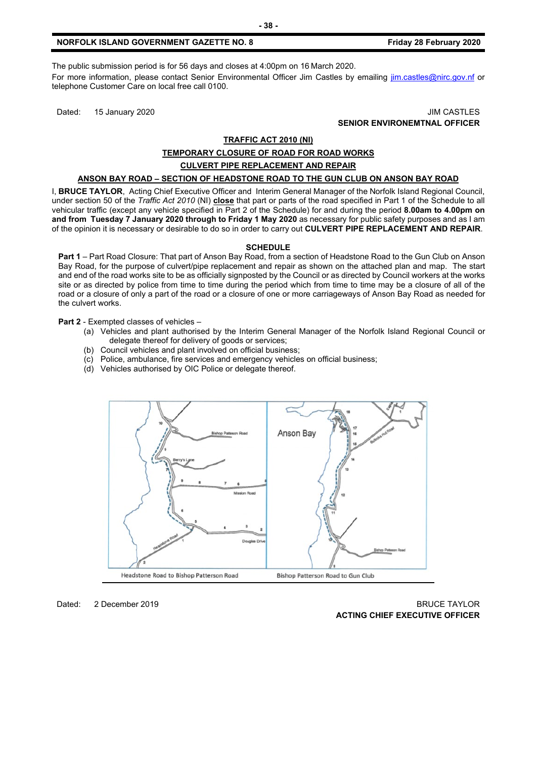The public submission period is for 56 days and closes at 4:00pm on 16 March 2020.

For more information, please contact Senior Environmental Officer Jim Castles by emailing jim.castles@nirc.gov.nf or telephone Customer Care on local free call 0100.

Dated: 15 January 2020

JIM CASTLES
**SENIOR ENVIRONEMTNAL OFFICER**

## TRAFFIC ACT 2010 (NI)

## TEMPORARY CLOSURE OF ROAD FOR ROAD WORKS

## CULVERT PIPE REPLACEMENT AND REPAIR

## ANSON BAY ROAD – SECTION OF HEADSTONE ROAD TO THE GUN CLUB ON ANSON BAY ROAD

I, **BRUCE TAYLOR**, Acting Chief Executive Officer and Interim General Manager of the Norfolk Island Regional Council, under section 50 of the *Traffic Act 2010* (NI) **close** that part or parts of the road specified in Part 1 of the Schedule to all vehicular traffic (except any vehicle specified in Part 2 of the Schedule) for and during the period **8.00am to 4.00pm on and from Tuesday 7 January 2020 through to Friday 1 May 2020** as necessary for public safety purposes and as I am of the opinion it is necessary or desirable to do so in order to carry out **CULVERT PIPE REPLACEMENT AND REPAIR**.

**SCHEDULE**

**Part 1** – Part Road Closure: That part of Anson Bay Road, from a section of Headstone Road to the Gun Club on Anson Bay Road, for the purpose of culvert/pipe replacement and repair as shown on the attached plan and map. The start and end of the road works site to be as officially signposted by the Council or as directed by Council workers at the works site or as directed by police from time to time during the period which from time to time may be a closure of all of the road or a closure of only a part of the road or a closure of one or more carriageways of Anson Bay Road as needed for the culvert works.

**Part 2** - Exempted classes of vehicles –

(a) Vehicles and plant authorised by the Interim General Manager of the Norfolk Island Regional Council or delegate thereof for delivery of goods or services;
(b) Council vehicles and plant involved on official business;
(c) Police, ambulance, fire services and emergency vehicles on official business;
(d) Vehicles authorised by OIC Police or delegate thereof.

Headstone Road to Bishop Patterson Road — Bishop Patterson Road to Gun Club

Dated: 2 December 2019

BRUCE TAYLOR
**ACTING CHIEF EXECUTIVE OFFICER**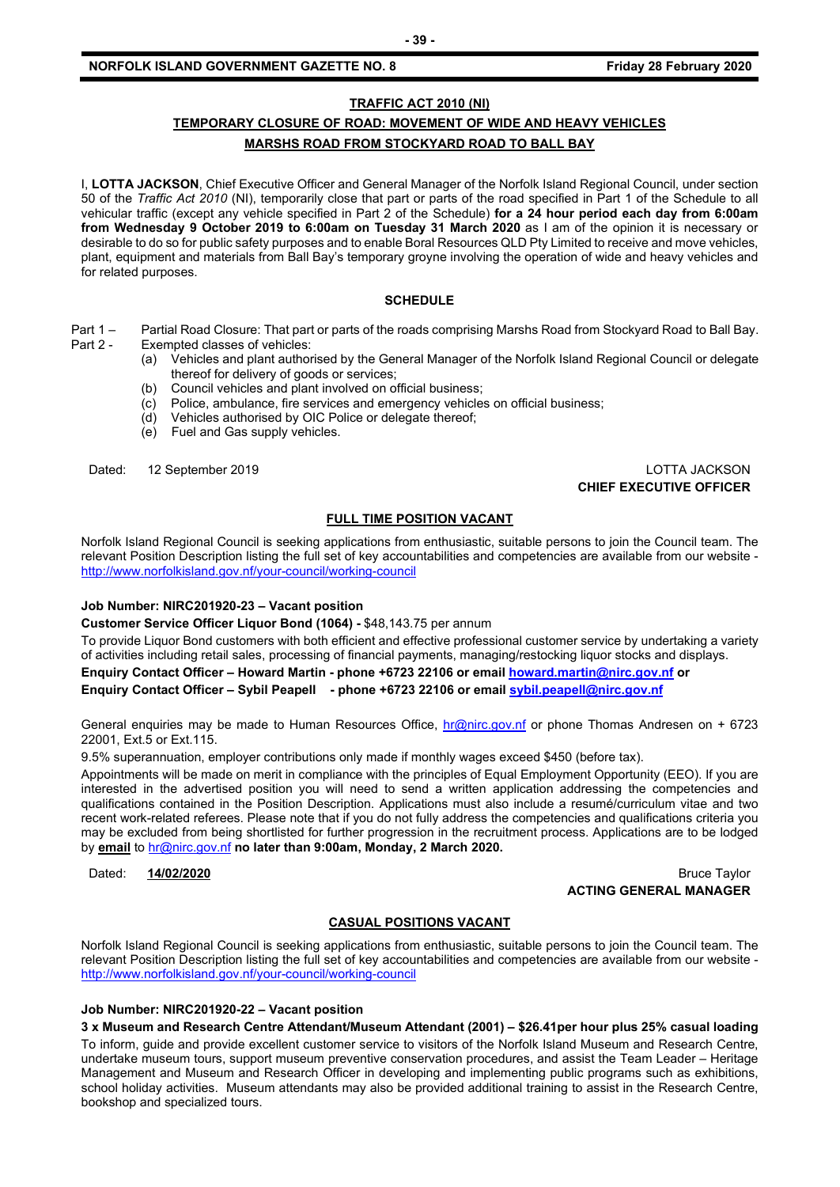## TRAFFIC ACT 2010 (NI)

## TEMPORARY CLOSURE OF ROAD: MOVEMENT OF WIDE AND HEAVY VEHICLES

## MARSHS ROAD FROM STOCKYARD ROAD TO BALL BAY

I, **LOTTA JACKSON**, Chief Executive Officer and General Manager of the Norfolk Island Regional Council, under section 50 of the *Traffic Act 2010* (NI), temporarily close that part or parts of the road specified in Part 1 of the Schedule to all vehicular traffic (except any vehicle specified in Part 2 of the Schedule) **for a 24 hour period each day from 6:00am from Wednesday 9 October 2019 to 6:00am on Tuesday 31 March 2020** as I am of the opinion it is necessary or desirable to do so for public safety purposes and to enable Boral Resources QLD Pty Limited to receive and move vehicles, plant, equipment and materials from Ball Bay's temporary groyne involving the operation of wide and heavy vehicles and for related purposes.

### SCHEDULE

Part 1 – Partial Road Closure: That part or parts of the roads comprising Marshs Road from Stockyard Road to Ball Bay.

Part 2 - Exempted classes of vehicles:

- (a) Vehicles and plant authorised by the General Manager of the Norfolk Island Regional Council or delegate thereof for delivery of goods or services;
- (b) Council vehicles and plant involved on official business;
- (c) Police, ambulance, fire services and emergency vehicles on official business;
- (d) Vehicles authorised by OIC Police or delegate thereof;
- (e) Fuel and Gas supply vehicles.

Dated: 12 September 2019

LOTTA JACKSON
**CHIEF EXECUTIVE OFFICER**

## FULL TIME POSITION VACANT

Norfolk Island Regional Council is seeking applications from enthusiastic, suitable persons to join the Council team. The relevant Position Description listing the full set of key accountabilities and competencies are available from our website - http://www.norfolkisland.gov.nf/your-council/working-council

**Job Number: NIRC201920-23 – Vacant position**

**Customer Service Officer Liquor Bond (1064) -** $48,143.75 per annum

To provide Liquor Bond customers with both efficient and effective professional customer service by undertaking a variety of activities including retail sales, processing of financial payments, managing/restocking liquor stocks and displays.

**Enquiry Contact Officer – Howard Martin - phone +6723 22106 or email howard.martin@nirc.gov.nf or**

**Enquiry Contact Officer – Sybil Peapell - phone +6723 22106 or email sybil.peapell@nirc.gov.nf**

General enquiries may be made to Human Resources Office, hr@nirc.gov.nf or phone Thomas Andresen on + 6723 22001, Ext.5 or Ext.115.

9.5% superannuation, employer contributions only made if monthly wages exceed $450 (before tax).

Appointments will be made on merit in compliance with the principles of Equal Employment Opportunity (EEO). If you are interested in the advertised position you will need to send a written application addressing the competencies and qualifications contained in the Position Description. Applications must also include a resumé/curriculum vitae and two recent work-related referees. Please note that if you do not fully address the competencies and qualifications criteria you may be excluded from being shortlisted for further progression in the recruitment process. Applications are to be lodged by **email** to hr@nirc.gov.nf **no later than 9:00am, Monday, 2 March 2020.**

Dated: **14/02/2020**

Bruce Taylor
**ACTING GENERAL MANAGER**

## CASUAL POSITIONS VACANT

Norfolk Island Regional Council is seeking applications from enthusiastic, suitable persons to join the Council team. The relevant Position Description listing the full set of key accountabilities and competencies are available from our website - http://www.norfolkisland.gov.nf/your-council/working-council

**Job Number: NIRC201920-22 – Vacant position**

**3 x Museum and Research Centre Attendant/Museum Attendant (2001) – $26.41per hour plus 25% casual loading**

To inform, guide and provide excellent customer service to visitors of the Norfolk Island Museum and Research Centre, undertake museum tours, support museum preventive conservation procedures, and assist the Team Leader – Heritage Management and Museum and Research Officer in developing and implementing public programs such as exhibitions, school holiday activities. Museum attendants may also be provided additional training to assist in the Research Centre, bookshop and specialized tours.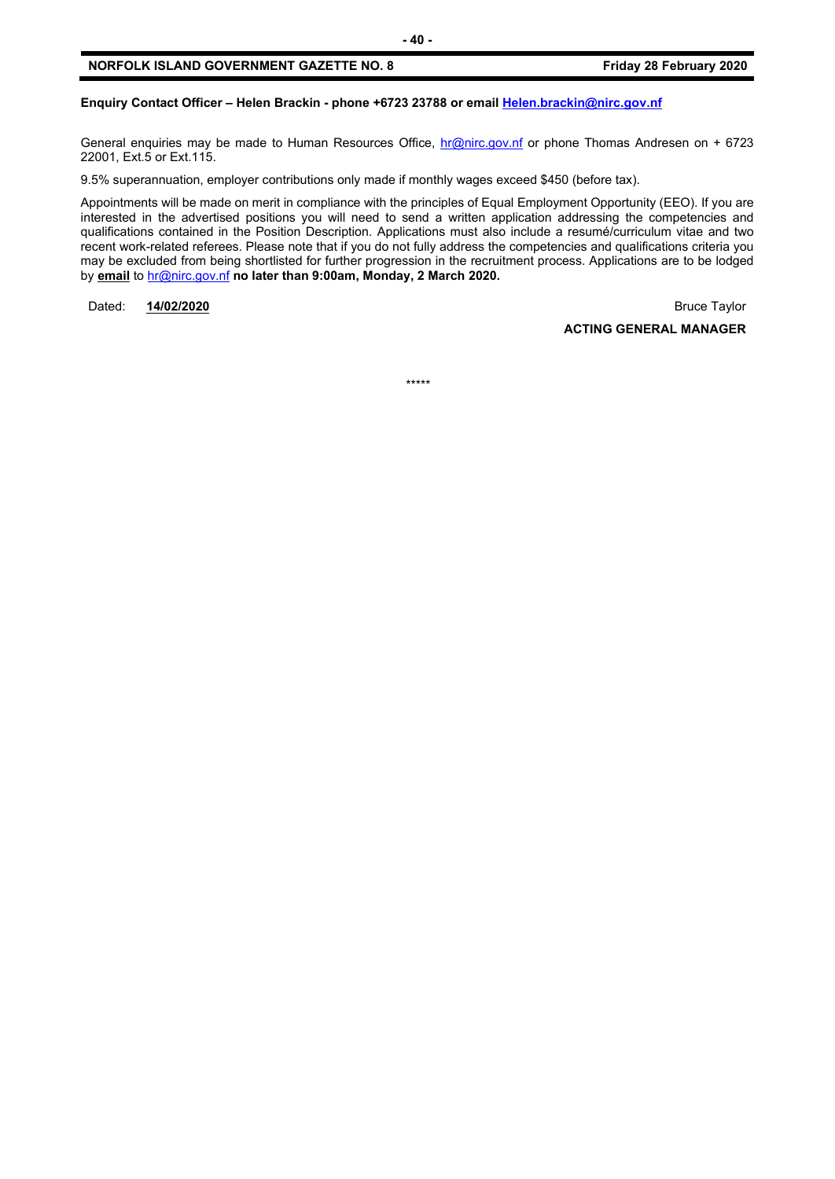**Enquiry Contact Officer – Helen Brackin - phone +6723 23788 or email Helen.brackin@nirc.gov.nf**

General enquiries may be made to Human Resources Office, hr@nirc.gov.nf or phone Thomas Andresen on + 6723 22001, Ext.5 or Ext.115.

9.5% superannuation, employer contributions only made if monthly wages exceed $450 (before tax).

Appointments will be made on merit in compliance with the principles of Equal Employment Opportunity (EEO). If you are interested in the advertised positions you will need to send a written application addressing the competencies and qualifications contained in the Position Description. Applications must also include a resumé/curriculum vitae and two recent work-related referees. Please note that if you do not fully address the competencies and qualifications criteria you may be excluded from being shortlisted for further progression in the recruitment process. Applications are to be lodged by **email** to hr@nirc.gov.nf **no later than 9:00am, Monday, 2 March 2020.**

Dated: **14/02/2020**

Bruce Taylor

**ACTING GENERAL MANAGER**

*****